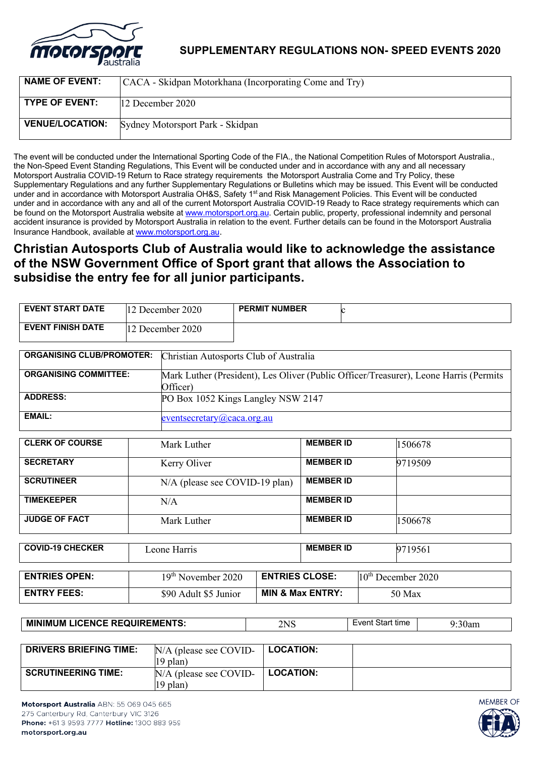## SUPPLEMENTARY REGULATIONS NON- SPEED EVENTS 2020

| NAME OF EVENT: | CACA - Skidpan Motorkhana (Incorporating Come and Try) |
|---|---|
| TYPE OF EVENT: | 12 December 2020 |
| VENUE/LOCATION: | Sydney Motorsport Park - Skidpan |

The event will be conducted under the International Sporting Code of the FIA., the National Competition Rules of Motorsport Australia., the Non-Speed Event Standing Regulations, This Event will be conducted under and in accordance with any and all necessary Motorsport Australia COVID-19 Return to Race strategy requirements the Motorsport Australia Come and Try Policy, these Supplementary Regulations and any further Supplementary Regulations or Bulletins which may be issued. This Event will be conducted under and in accordance with Motorsport Australia OH&S, Safety 1st and Risk Management Policies. This Event will be conducted under and in accordance with any and all of the current Motorsport Australia COVID-19 Ready to Race strategy requirements which can be found on the Motorsport Australia website at www.motorsport.org.au. Certain public, property, professional indemnity and personal accident insurance is provided by Motorsport Australia in relation to the event. Further details can be found in the Motorsport Australia Insurance Handbook, available at www.motorsport.org.au.

## Christian Autosports Club of Australia would like to acknowledge the assistance of the NSW Government Office of Sport grant that allows the Association to subsidise the entry fee for all junior participants.

| EVENT START DATE | 12 December 2020 | PERMIT NUMBER | c |
|---|---|---|---|
| EVENT FINISH DATE | 12 December 2020 | | |

| ORGANISING CLUB/PROMOTER: | Christian Autosports Club of Australia |
|---|---|
| ORGANISING COMMITTEE: | Mark Luther (President), Les Oliver (Public Officer/Treasurer), Leone Harris (Permits Officer) |
| ADDRESS: | PO Box 1052 Kings Langley NSW 2147 |
| EMAIL: | eventsecretary@caca.org.au |

| CLERK OF COURSE | Mark Luther | MEMBER ID | 1506678 |
|---|---|---|---|
| SECRETARY | Kerry Oliver | MEMBER ID | 9719509 |
| SCRUTINEER | N/A (please see COVID-19 plan) | MEMBER ID | |
| TIMEKEEPER | N/A | MEMBER ID | |
| JUDGE OF FACT | Mark Luther | MEMBER ID | 1506678 |

| COVID-19 CHECKER | Leone Harris | MEMBER ID | 9719561 |
|---|---|---|---|

| ENTRIES OPEN: | 19th November 2020 | ENTRIES CLOSE: | 10th December 2020 |
|---|---|---|---|
| ENTRY FEES: | $90 Adult $5 Junior | MIN & Max ENTRY: | 50 Max |

| MINIMUM LICENCE REQUIREMENTS: | 2NS | Event Start time | 9:30am |
|---|---|---|---|

| DRIVERS BRIEFING TIME: | N/A (please see COVID-19 plan) | LOCATION: | |
|---|---|---|---|
| SCRUTINEERING TIME: | N/A (please see COVID-19 plan) | LOCATION: | |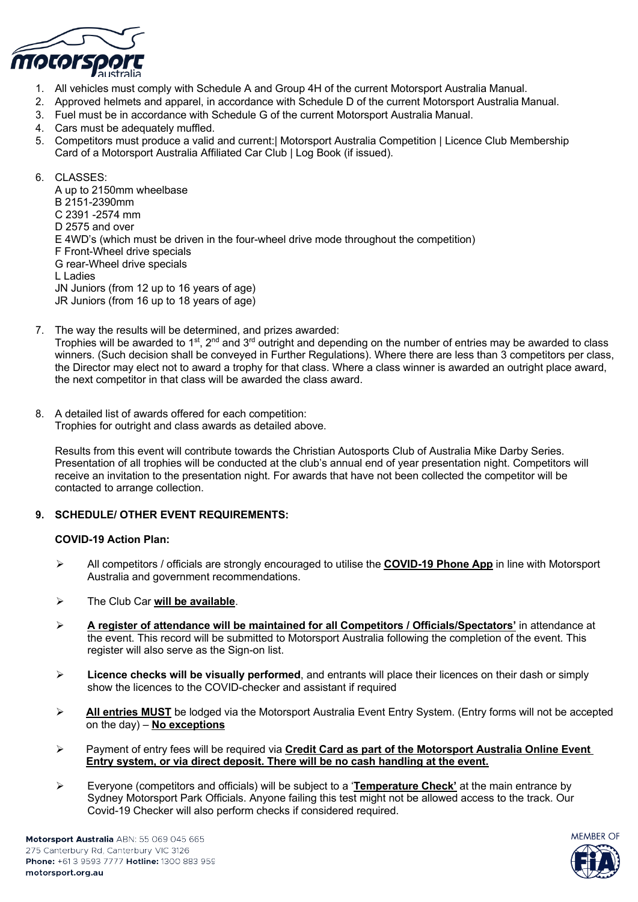1. All vehicles must comply with Schedule A and Group 4H of the current Motorsport Australia Manual.
2. Approved helmets and apparel, in accordance with Schedule D of the current Motorsport Australia Manual.
3. Fuel must be in accordance with Schedule G of the current Motorsport Australia Manual.
4. Cars must be adequately muffled.
5. Competitors must produce a valid and current:| Motorsport Australia Competition | Licence Club Membership Card of a Motorsport Australia Affiliated Car Club | Log Book (if issued).
6. CLASSES:
   A up to 2150mm wheelbase
   B 2151-2390mm
   C 2391 -2574 mm
   D 2575 and over
   E 4WD's (which must be driven in the four-wheel drive mode throughout the competition)
   F Front-Wheel drive specials
   G rear-Wheel drive specials
   L Ladies
   JN Juniors (from 12 up to 16 years of age)
   JR Juniors (from 16 up to 18 years of age)
7. The way the results will be determined, and prizes awarded:
   Trophies will be awarded to 1st, 2nd and 3rd outright and depending on the number of entries may be awarded to class winners. (Such decision shall be conveyed in Further Regulations). Where there are less than 3 competitors per class, the Director may elect not to award a trophy for that class. Where a class winner is awarded an outright place award, the next competitor in that class will be awarded the class award.
8. A detailed list of awards offered for each competition:
   Trophies for outright and class awards as detailed above.

   Results from this event will contribute towards the Christian Autosports Club of Australia Mike Darby Series. Presentation of all trophies will be conducted at the club's annual end of year presentation night. Competitors will receive an invitation to the presentation night. For awards that have not been collected the competitor will be contacted to arrange collection.

**9. SCHEDULE/ OTHER EVENT REQUIREMENTS:**

**COVID-19 Action Plan:**

- All competitors / officials are strongly encouraged to utilise the **COVID-19 Phone App** in line with Motorsport Australia and government recommendations.
- The Club Car **will be available**.
- **A register of attendance will be maintained for all Competitors / Officials/Spectators'** in attendance at the event. This record will be submitted to Motorsport Australia following the completion of the event. This register will also serve as the Sign-on list.
- **Licence checks will be visually performed**, and entrants will place their licences on their dash or simply show the licences to the COVID-checker and assistant if required
- **All entries MUST** be lodged via the Motorsport Australia Event Entry System. (Entry forms will not be accepted on the day) – **No exceptions**
- Payment of entry fees will be required via **Credit Card as part of the Motorsport Australia Online Event Entry system, or via direct deposit. There will be no cash handling at the event.**
- Everyone (competitors and officials) will be subject to a '**Temperature Check'** at the main entrance by Sydney Motorsport Park Officials. Anyone failing this test might not be allowed access to the track. Our Covid-19 Checker will also perform checks if considered required.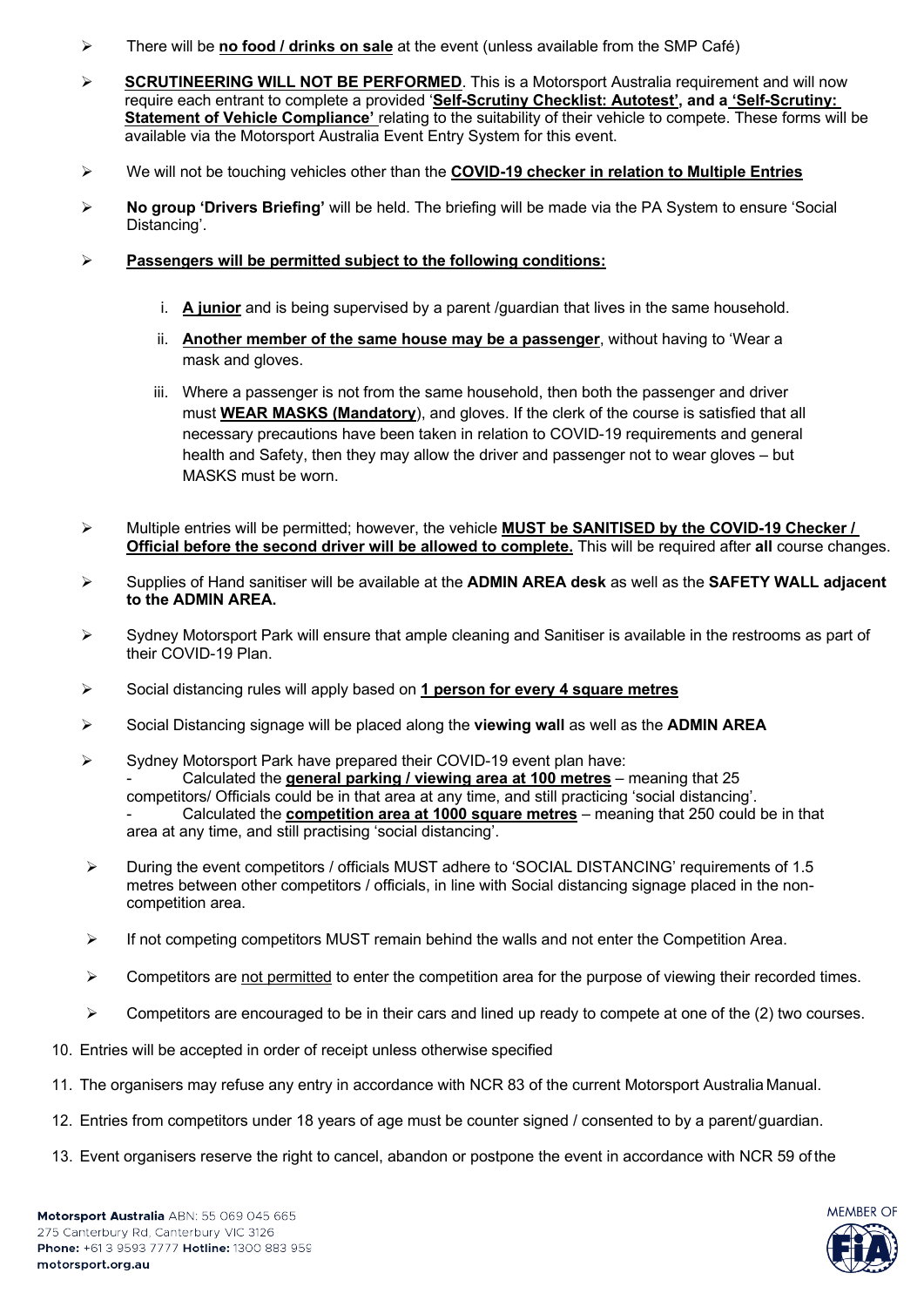- There will be **no food / drinks on sale** at the event (unless available from the SMP Café)
- **SCRUTINEERING WILL NOT BE PERFORMED**. This is a Motorsport Australia requirement and will now require each entrant to complete a provided '**Self-Scrutiny Checklist: Autotest', and a 'Self-Scrutiny: Statement of Vehicle Compliance'** relating to the suitability of their vehicle to compete. These forms will be available via the Motorsport Australia Event Entry System for this event.
- We will not be touching vehicles other than the **COVID-19 checker in relation to Multiple Entries**
- **No group 'Drivers Briefing'** will be held. The briefing will be made via the PA System to ensure 'Social Distancing'.
- **Passengers will be permitted subject to the following conditions:**

  i. **A junior** and is being supervised by a parent /guardian that lives in the same household.

  ii. **Another member of the same house may be a passenger**, without having to 'Wear a mask and gloves.

  iii. Where a passenger is not from the same household, then both the passenger and driver must **WEAR MASKS (Mandatory**), and gloves. If the clerk of the course is satisfied that all necessary precautions have been taken in relation to COVID-19 requirements and general health and Safety, then they may allow the driver and passenger not to wear gloves – but MASKS must be worn.

- Multiple entries will be permitted; however, the vehicle **MUST be SANITISED by the COVID-19 Checker / Official before the second driver will be allowed to complete.** This will be required after **all** course changes.
- Supplies of Hand sanitiser will be available at the **ADMIN AREA desk** as well as the **SAFETY WALL adjacent to the ADMIN AREA.**
- Sydney Motorsport Park will ensure that ample cleaning and Sanitiser is available in the restrooms as part of their COVID-19 Plan.
- Social distancing rules will apply based on **1 person for every 4 square metres**
- Social Distancing signage will be placed along the **viewing wall** as well as the **ADMIN AREA**
- Sydney Motorsport Park have prepared their COVID-19 event plan have:
  - Calculated the **general parking / viewing area at 100 metres** – meaning that 25 competitors/ Officials could be in that area at any time, and still practicing 'social distancing'.
  - Calculated the **competition area at 1000 square metres** – meaning that 250 could be in that area at any time, and still practising 'social distancing'.
- During the event competitors / officials MUST adhere to 'SOCIAL DISTANCING' requirements of 1.5 metres between other competitors / officials, in line with Social distancing signage placed in the non-competition area.
- If not competing competitors MUST remain behind the walls and not enter the Competition Area.
- Competitors are not permitted to enter the competition area for the purpose of viewing their recorded times.
- Competitors are encouraged to be in their cars and lined up ready to compete at one of the (2) two courses.

10. Entries will be accepted in order of receipt unless otherwise specified
11. The organisers may refuse any entry in accordance with NCR 83 of the current Motorsport Australia Manual.
12. Entries from competitors under 18 years of age must be counter signed / consented to by a parent/guardian.
13. Event organisers reserve the right to cancel, abandon or postpone the event in accordance with NCR 59 of the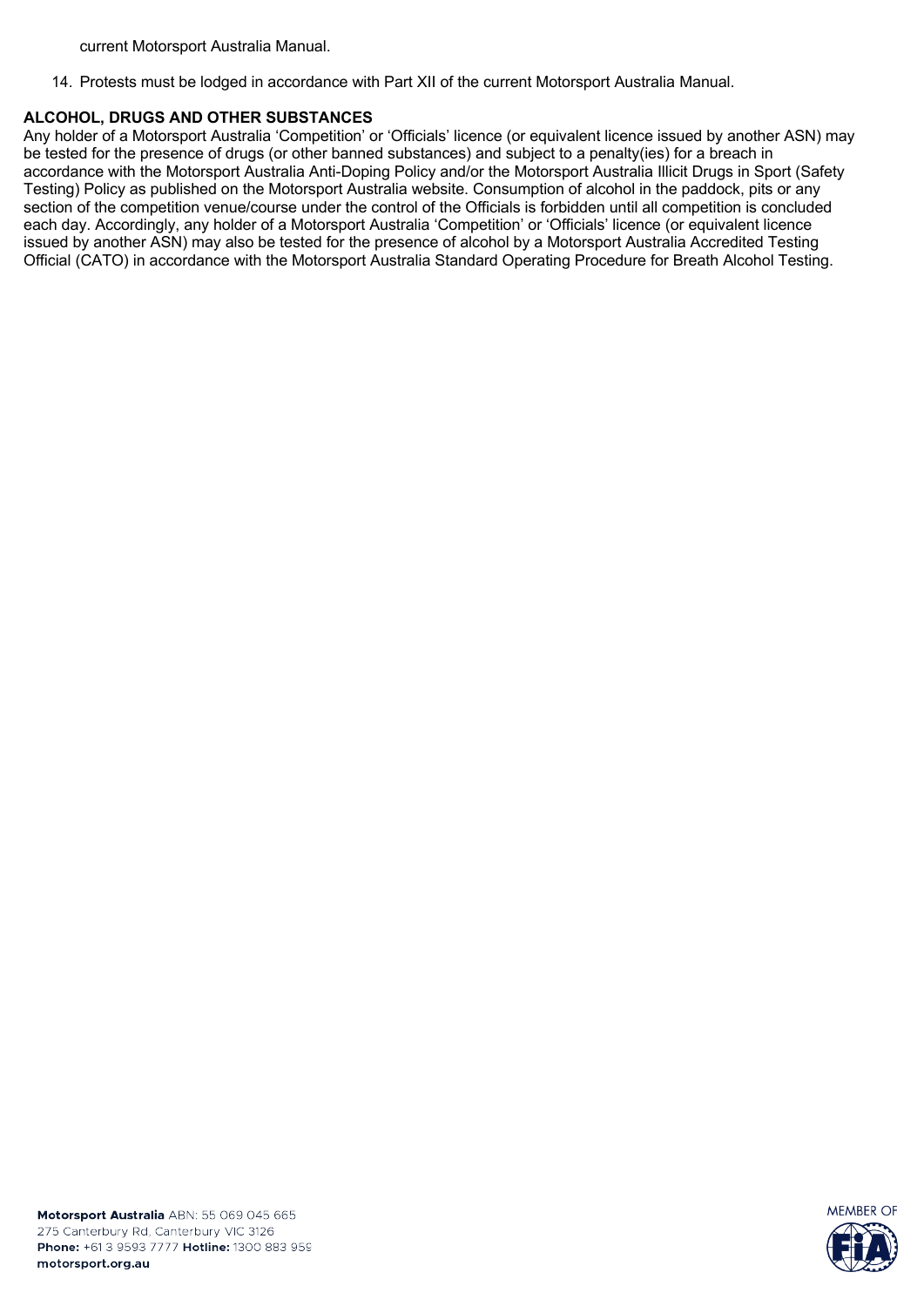current Motorsport Australia Manual.

14. Protests must be lodged in accordance with Part XII of the current Motorsport Australia Manual.

**ALCOHOL, DRUGS AND OTHER SUBSTANCES**

Any holder of a Motorsport Australia 'Competition' or 'Officials' licence (or equivalent licence issued by another ASN) may be tested for the presence of drugs (or other banned substances) and subject to a penalty(ies) for a breach in accordance with the Motorsport Australia Anti-Doping Policy and/or the Motorsport Australia Illicit Drugs in Sport (Safety Testing) Policy as published on the Motorsport Australia website. Consumption of alcohol in the paddock, pits or any section of the competition venue/course under the control of the Officials is forbidden until all competition is concluded each day. Accordingly, any holder of a Motorsport Australia 'Competition' or 'Officials' licence (or equivalent licence issued by another ASN) may also be tested for the presence of alcohol by a Motorsport Australia Accredited Testing Official (CATO) in accordance with the Motorsport Australia Standard Operating Procedure for Breath Alcohol Testing.